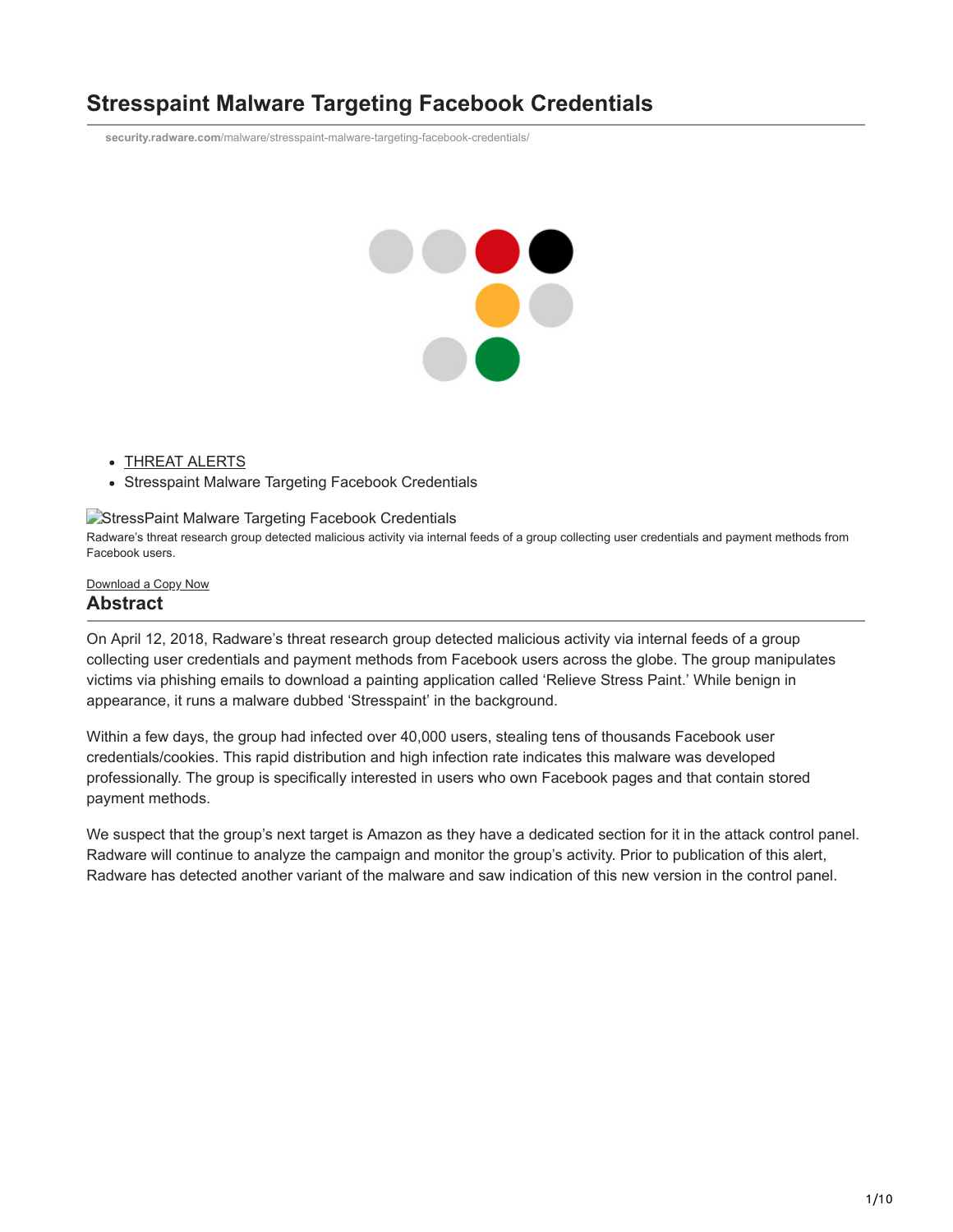# Stresspaint Malware Targeting Facebook Credentials

security.radware.com/malware/stresspaint-malware-targeting-facebook-credentials/

- THREAT ALERTS
- Stresspaint Malware Targeting Facebook Credentials

StressPaint Malware Targeting Facebook Credentials

Radware's threat research group detected malicious activity via internal feeds of a group collecting user credentials and payment methods from Facebook users.

Download a Copy Now

## Abstract

On April 12, 2018, Radware's threat research group detected malicious activity via internal feeds of a group collecting user credentials and payment methods from Facebook users across the globe. The group manipulates victims via phishing emails to download a painting application called 'Relieve Stress Paint.' While benign in appearance, it runs a malware dubbed 'Stresspaint' in the background.

Within a few days, the group had infected over 40,000 users, stealing tens of thousands Facebook user credentials/cookies. This rapid distribution and high infection rate indicates this malware was developed professionally. The group is specifically interested in users who own Facebook pages and that contain stored payment methods.

We suspect that the group's next target is Amazon as they have a dedicated section for it in the attack control panel. Radware will continue to analyze the campaign and monitor the group's activity. Prior to publication of this alert, Radware has detected another variant of the malware and saw indication of this new version in the control panel.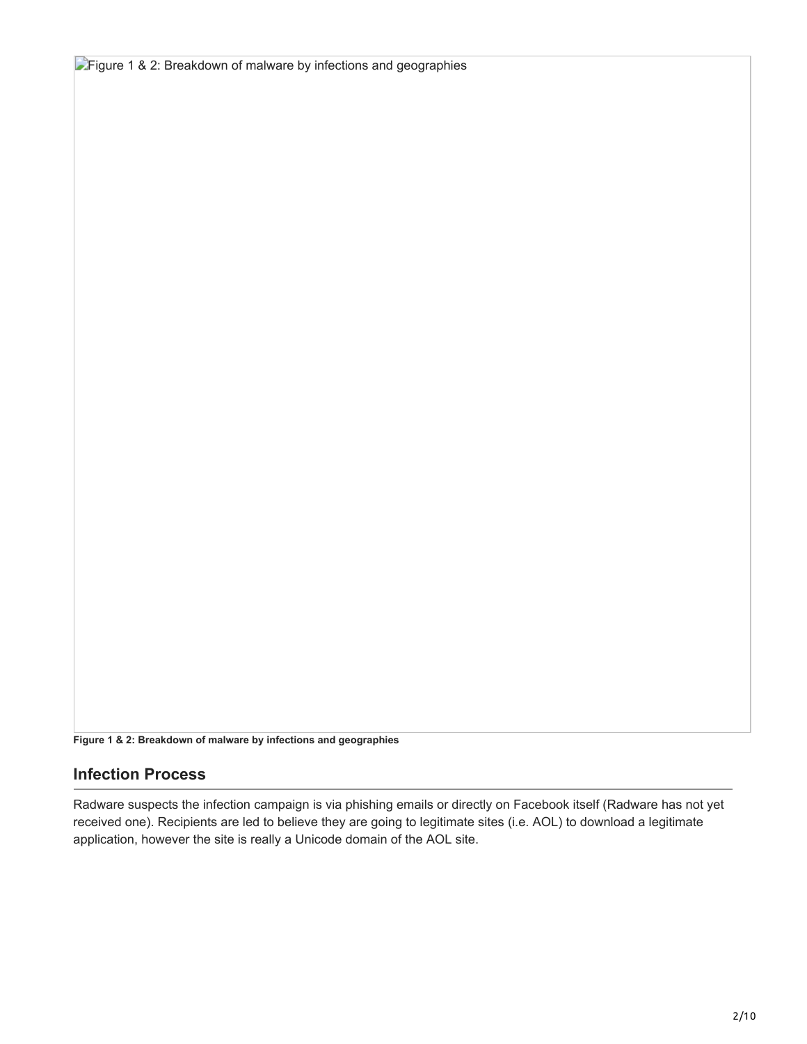Figure 1 & 2: Breakdown of malware by infections and geographies

**Figure 1 & 2: Breakdown of malware by infections and geographies**

## Infection Process

Radware suspects the infection campaign is via phishing emails or directly on Facebook itself (Radware has not yet received one). Recipients are led to believe they are going to legitimate sites (i.e. AOL) to download a legitimate application, however the site is really a Unicode domain of the AOL site.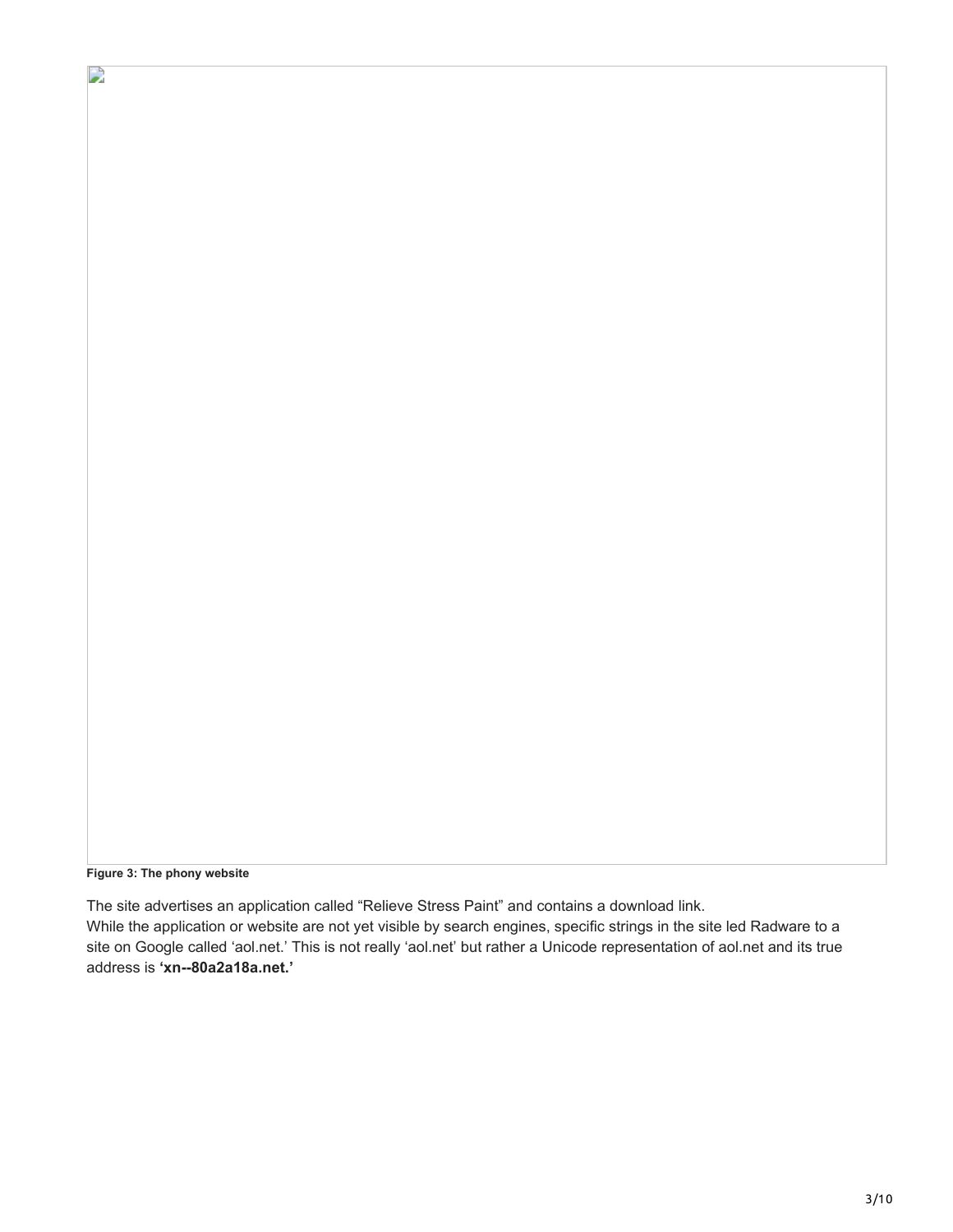**Figure 3: The phony website**

The site advertises an application called “Relieve Stress Paint” and contains a download link.
While the application or website are not yet visible by search engines, specific strings in the site led Radware to a site on Google called ‘aol.net.’ This is not really ‘aol.net’ but rather a Unicode representation of aol.net and its true address is **‘xn--80a2a18a.net.’**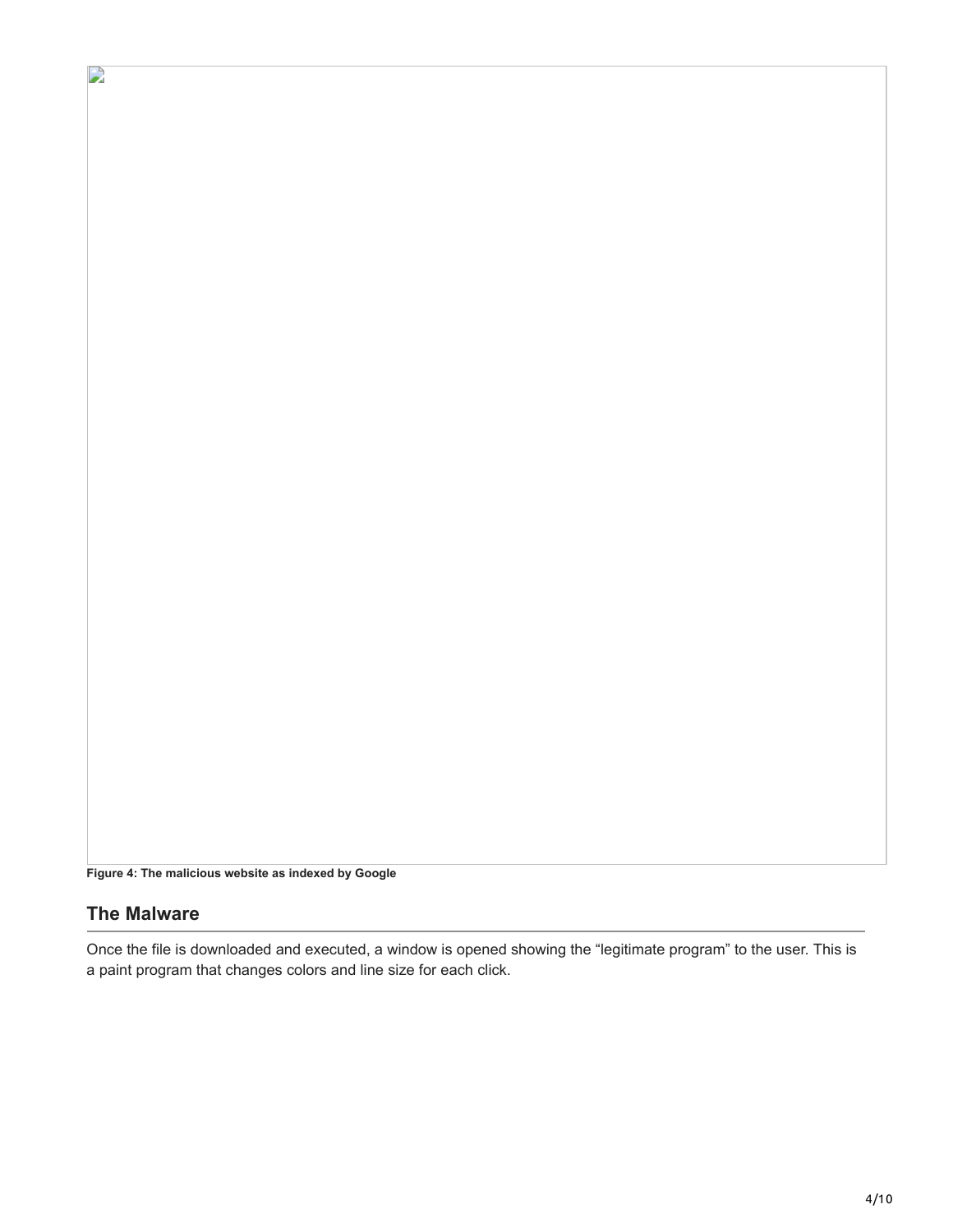**Figure 4: The malicious website as indexed by Google**

## The Malware

Once the file is downloaded and executed, a window is opened showing the “legitimate program” to the user. This is a paint program that changes colors and line size for each click.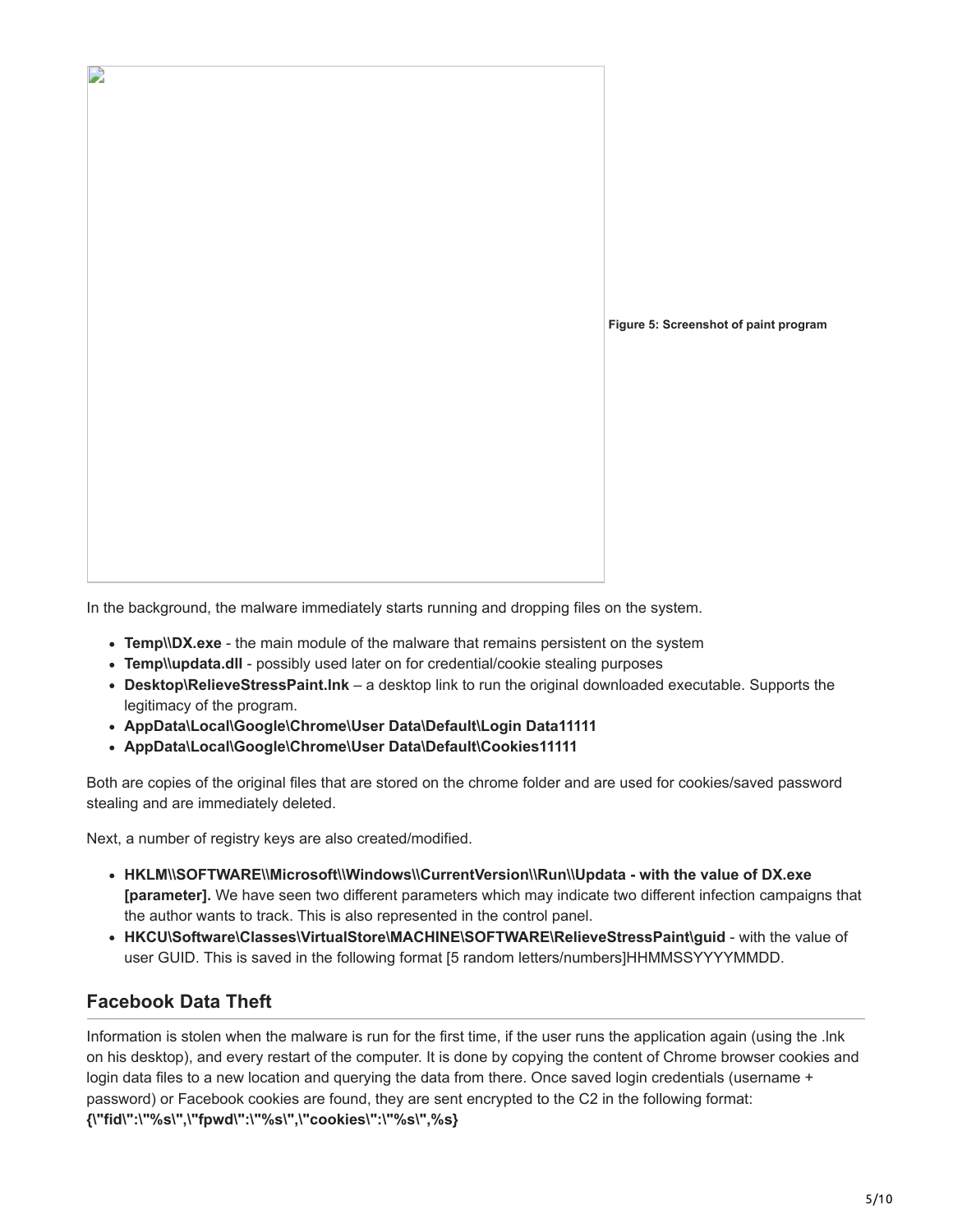Figure 5: Screenshot of paint program

In the background, the malware immediately starts running and dropping files on the system.

- **Temp\\DX.exe** - the main module of the malware that remains persistent on the system
- **Temp\\updata.dll** - possibly used later on for credential/cookie stealing purposes
- **Desktop\RelieveStressPaint.lnk** – a desktop link to run the original downloaded executable. Supports the legitimacy of the program.
- **AppData\Local\Google\Chrome\User Data\Default\Login Data11111**
- **AppData\Local\Google\Chrome\User Data\Default\Cookies11111**

Both are copies of the original files that are stored on the chrome folder and are used for cookies/saved password stealing and are immediately deleted.

Next, a number of registry keys are also created/modified.

- **HKLM\\SOFTWARE\\Microsoft\\Windows\\CurrentVersion\\Run\\Updata - with the value of DX.exe [parameter].** We have seen two different parameters which may indicate two different infection campaigns that the author wants to track. This is also represented in the control panel.
- **HKCU\Software\Classes\VirtualStore\MACHINE\SOFTWARE\RelieveStressPaint\guid** - with the value of user GUID. This is saved in the following format [5 random letters/numbers]HHMMSSYYYYMMDD.

## Facebook Data Theft

Information is stolen when the malware is run for the first time, if the user runs the application again (using the .lnk on his desktop), and every restart of the computer. It is done by copying the content of Chrome browser cookies and login data files to a new location and querying the data from there. Once saved login credentials (username + password) or Facebook cookies are found, they are sent encrypted to the C2 in the following format:
**{\"fid\":\"%s\",\"fpwd\":\"%s\",\"cookies\":\"%s\",%s}**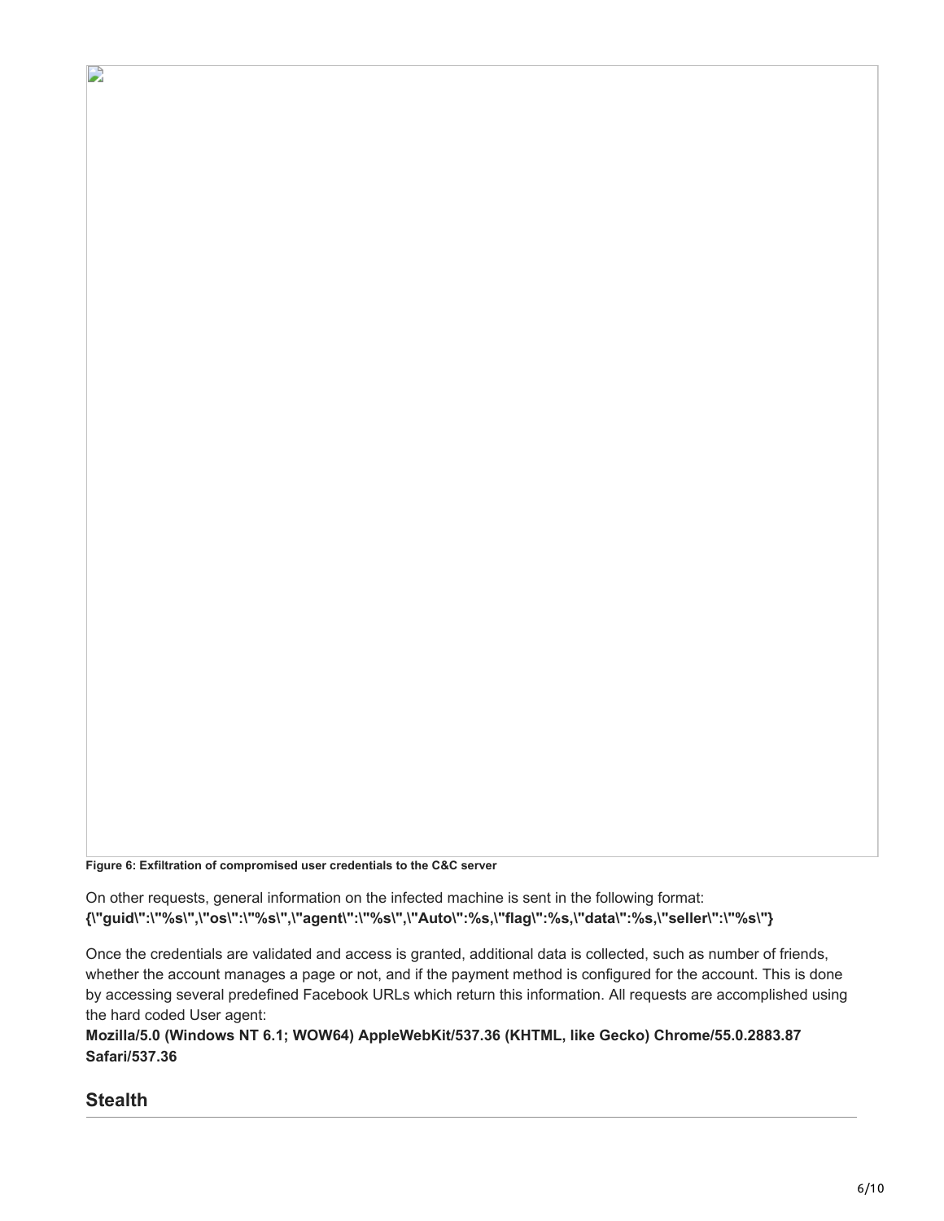**Figure 6: Exfiltration of compromised user credentials to the C&C server**

On other requests, general information on the infected machine is sent in the following format:
**{\"guid\":\"%s\",\"os\":\"%s\",\"agent\":\"%s\",\"Auto\":%s,\"flag\":%s,\"data\":%s,\"seller\":\"%s\"}**

Once the credentials are validated and access is granted, additional data is collected, such as number of friends, whether the account manages a page or not, and if the payment method is configured for the account. This is done by accessing several predefined Facebook URLs which return this information. All requests are accomplished using the hard coded User agent:
**Mozilla/5.0 (Windows NT 6.1; WOW64) AppleWebKit/537.36 (KHTML, like Gecko) Chrome/55.0.2883.87 Safari/537.36**

## Stealth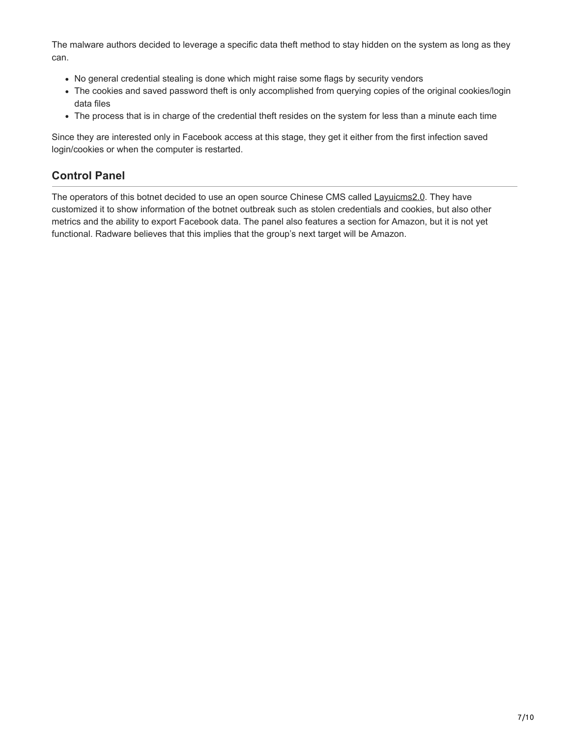The malware authors decided to leverage a specific data theft method to stay hidden on the system as long as they can.

- No general credential stealing is done which might raise some flags by security vendors
- The cookies and saved password theft is only accomplished from querying copies of the original cookies/login data files
- The process that is in charge of the credential theft resides on the system for less than a minute each time

Since they are interested only in Facebook access at this stage, they get it either from the first infection saved login/cookies or when the computer is restarted.

## Control Panel

The operators of this botnet decided to use an open source Chinese CMS called Layuicms2.0. They have customized it to show information of the botnet outbreak such as stolen credentials and cookies, but also other metrics and the ability to export Facebook data. The panel also features a section for Amazon, but it is not yet functional. Radware believes that this implies that the group's next target will be Amazon.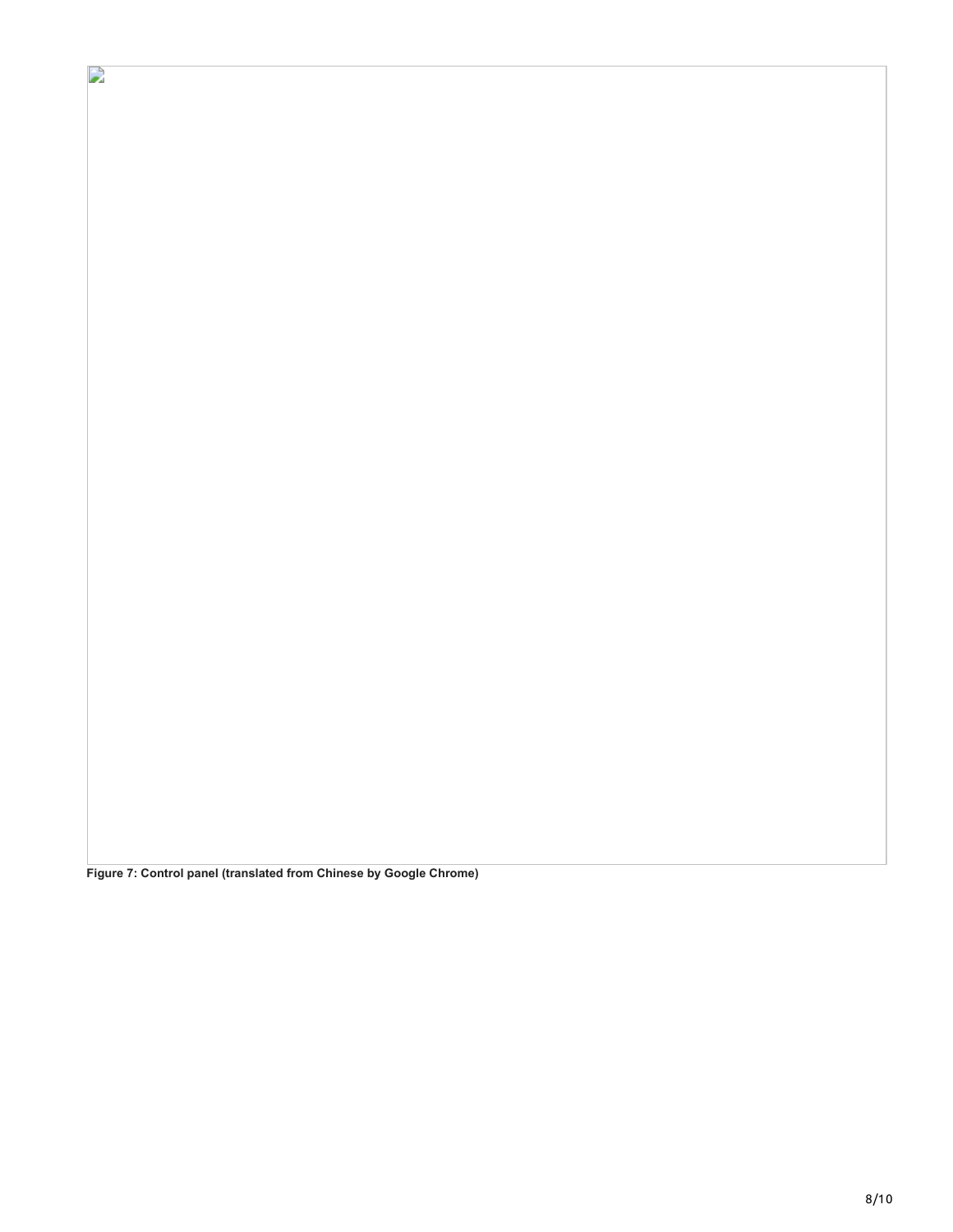**Figure 7: Control panel (translated from Chinese by Google Chrome)**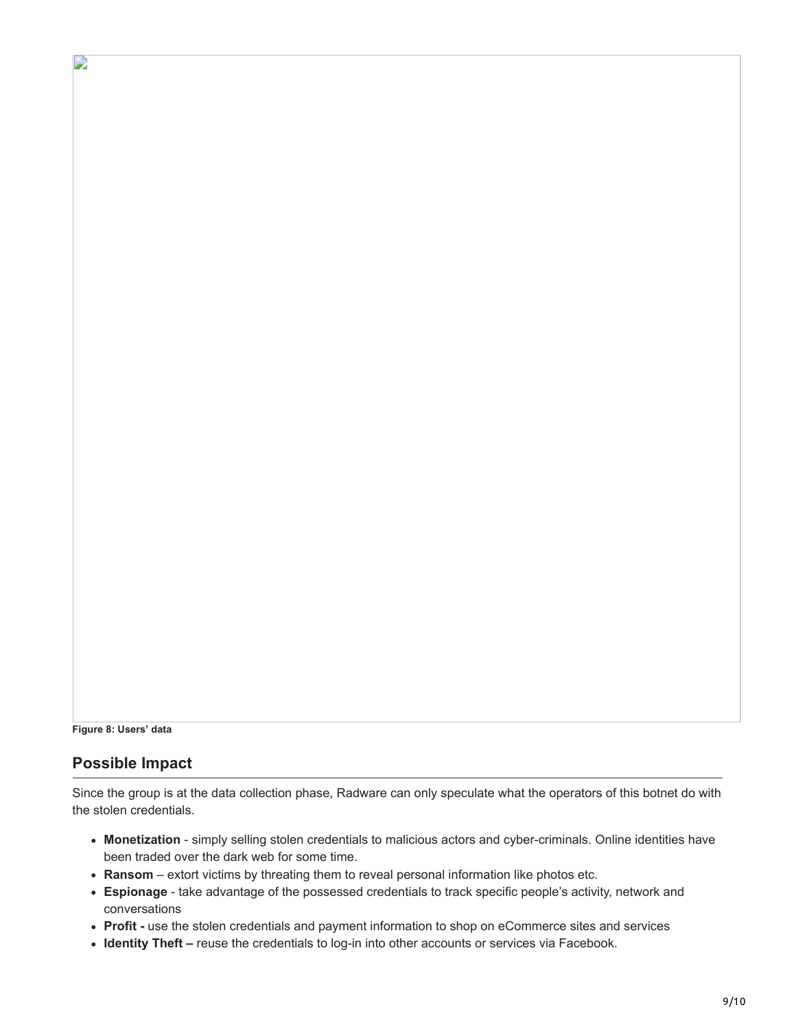**Figure 8: Users' data**

## Possible Impact

Since the group is at the data collection phase, Radware can only speculate what the operators of this botnet do with the stolen credentials.

- **Monetization** - simply selling stolen credentials to malicious actors and cyber-criminals. Online identities have been traded over the dark web for some time.
- **Ransom** – extort victims by threating them to reveal personal information like photos etc.
- **Espionage** - take advantage of the possessed credentials to track specific people's activity, network and conversations
- **Profit -** use the stolen credentials and payment information to shop on eCommerce sites and services
- **Identity Theft –** reuse the credentials to log-in into other accounts or services via Facebook.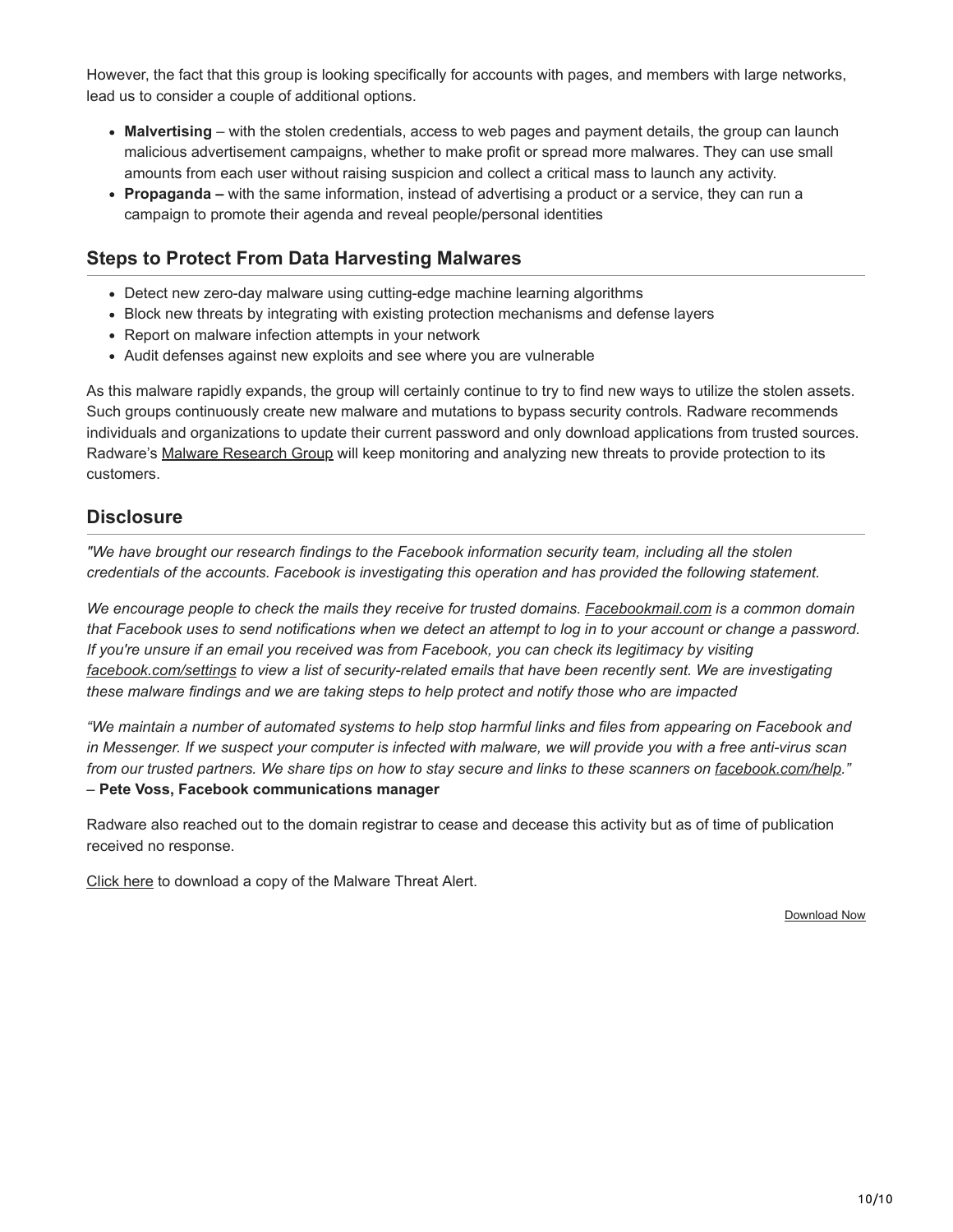However, the fact that this group is looking specifically for accounts with pages, and members with large networks, lead us to consider a couple of additional options.

- **Malvertising** – with the stolen credentials, access to web pages and payment details, the group can launch malicious advertisement campaigns, whether to make profit or spread more malwares. They can use small amounts from each user without raising suspicion and collect a critical mass to launch any activity.
- **Propaganda –** with the same information, instead of advertising a product or a service, they can run a campaign to promote their agenda and reveal people/personal identities

## Steps to Protect From Data Harvesting Malwares

- Detect new zero-day malware using cutting-edge machine learning algorithms
- Block new threats by integrating with existing protection mechanisms and defense layers
- Report on malware infection attempts in your network
- Audit defenses against new exploits and see where you are vulnerable

As this malware rapidly expands, the group will certainly continue to try to find new ways to utilize the stolen assets. Such groups continuously create new malware and mutations to bypass security controls. Radware recommends individuals and organizations to update their current password and only download applications from trusted sources. Radware's Malware Research Group will keep monitoring and analyzing new threats to provide protection to its customers.

## Disclosure

*"We have brought our research findings to the Facebook information security team, including all the stolen credentials of the accounts. Facebook is investigating this operation and has provided the following statement.*

*We encourage people to check the mails they receive for trusted domains. Facebookmail.com is a common domain that Facebook uses to send notifications when we detect an attempt to log in to your account or change a password. If you're unsure if an email you received was from Facebook, you can check its legitimacy by visiting facebook.com/settings to view a list of security-related emails that have been recently sent. We are investigating these malware findings and we are taking steps to help protect and notify those who are impacted*

*"We maintain a number of automated systems to help stop harmful links and files from appearing on Facebook and in Messenger. If we suspect your computer is infected with malware, we will provide you with a free anti-virus scan from our trusted partners. We share tips on how to stay secure and links to these scanners on facebook.com/help."* – **Pete Voss, Facebook communications manager**

Radware also reached out to the domain registrar to cease and decease this activity but as of time of publication received no response.

Click here to download a copy of the Malware Threat Alert.

Download Now